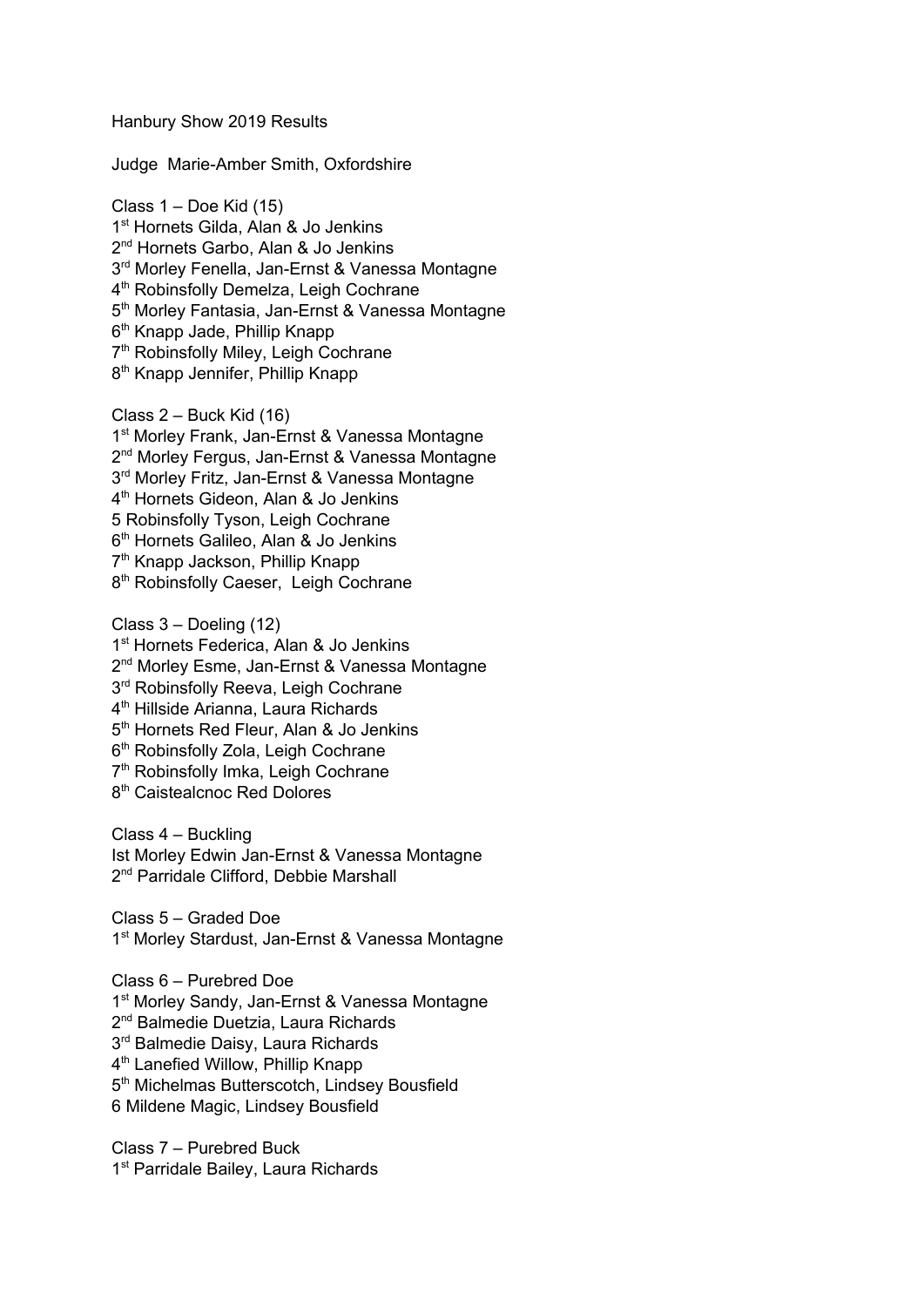Hanbury Show 2019 Results

Judge Marie-Amber Smith, Oxfordshire

Class 1 – Doe Kid (15)
1st Hornets Gilda, Alan & Jo Jenkins
2nd Hornets Garbo, Alan & Jo Jenkins
3rd Morley Fenella, Jan-Ernst & Vanessa Montagne
4th Robinsfolly Demelza, Leigh Cochrane
5th Morley Fantasia, Jan-Ernst & Vanessa Montagne
6th Knapp Jade, Phillip Knapp
7th Robinsfolly Miley, Leigh Cochrane
8th Knapp Jennifer, Phillip Knapp

Class 2 – Buck Kid (16)
1st Morley Frank, Jan-Ernst & Vanessa Montagne
2nd Morley Fergus, Jan-Ernst & Vanessa Montagne
3rd Morley Fritz, Jan-Ernst & Vanessa Montagne
4th Hornets Gideon, Alan & Jo Jenkins
5 Robinsfolly Tyson, Leigh Cochrane
6th Hornets Galileo, Alan & Jo Jenkins
7th Knapp Jackson, Phillip Knapp
8th Robinsfolly Caeser, Leigh Cochrane

Class 3 – Doeling (12)
1st Hornets Federica, Alan & Jo Jenkins
2nd Morley Esme, Jan-Ernst & Vanessa Montagne
3rd Robinsfolly Reeva, Leigh Cochrane
4th Hillside Arianna, Laura Richards
5th Hornets Red Fleur, Alan & Jo Jenkins
6th Robinsfolly Zola, Leigh Cochrane
7th Robinsfolly Imka, Leigh Cochrane
8th Caistealcnoc Red Dolores

Class 4 – Buckling
Ist Morley Edwin Jan-Ernst & Vanessa Montagne
2nd Parridale Clifford, Debbie Marshall

Class 5 – Graded Doe
1st Morley Stardust, Jan-Ernst & Vanessa Montagne

Class 6 – Purebred Doe
1st Morley Sandy, Jan-Ernst & Vanessa Montagne
2nd Balmedie Duetzia, Laura Richards
3rd Balmedie Daisy, Laura Richards
4th Lanefied Willow, Phillip Knapp
5th Michelmas Butterscotch, Lindsey Bousfield
6 Mildene Magic, Lindsey Bousfield

Class 7 – Purebred Buck
1st Parridale Bailey, Laura Richards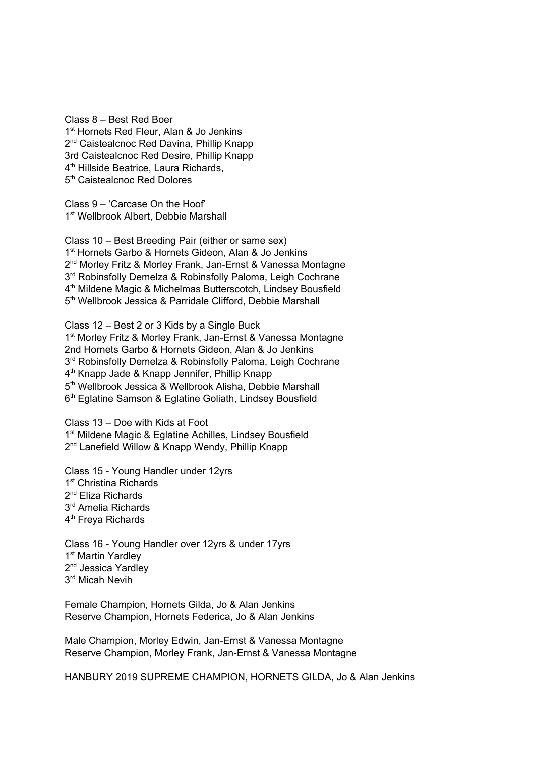Class 8 – Best Red Boer
1st Hornets Red Fleur, Alan & Jo Jenkins
2nd Caistealcnoc Red Davina, Phillip Knapp
3rd Caistealcnoc Red Desire, Phillip Knapp
4th Hillside Beatrice, Laura Richards,
5th Caistealcnoc Red Dolores

Class 9 – 'Carcase On the Hoof'
1st Wellbrook Albert, Debbie Marshall

Class 10 – Best Breeding Pair (either or same sex)
1st Hornets Garbo & Hornets Gideon, Alan & Jo Jenkins
2nd Morley Fritz & Morley Frank, Jan-Ernst & Vanessa Montagne
3rd Robinsfolly Demelza & Robinsfolly Paloma, Leigh Cochrane
4th Mildene Magic & Michelmas Butterscotch, Lindsey Bousfield
5th Wellbrook Jessica & Parridale Clifford, Debbie Marshall

Class 12 – Best 2 or 3 Kids by a Single Buck
1st Morley Fritz & Morley Frank, Jan-Ernst & Vanessa Montagne
2nd Hornets Garbo & Hornets Gideon, Alan & Jo Jenkins
3rd Robinsfolly Demelza & Robinsfolly Paloma, Leigh Cochrane
4th Knapp Jade & Knapp Jennifer, Phillip Knapp
5th Wellbrook Jessica & Wellbrook Alisha, Debbie Marshall
6th Eglatine Samson & Eglatine Goliath, Lindsey Bousfield

Class 13 – Doe with Kids at Foot
1st Mildene Magic & Eglatine Achilles, Lindsey Bousfield
2nd Lanefield Willow & Knapp Wendy, Phillip Knapp

Class 15 - Young Handler under 12yrs
1st Christina Richards
2nd Eliza Richards
3rd Amelia Richards
4th Freya Richards

Class 16 - Young Handler over 12yrs & under 17yrs
1st Martin Yardley
2nd Jessica Yardley
3rd Micah Nevih

Female Champion, Hornets Gilda, Jo & Alan Jenkins
Reserve Champion, Hornets Federica, Jo & Alan Jenkins

Male Champion, Morley Edwin, Jan-Ernst & Vanessa Montagne
Reserve Champion, Morley Frank, Jan-Ernst & Vanessa Montagne

HANBURY 2019 SUPREME CHAMPION, HORNETS GILDA, Jo & Alan Jenkins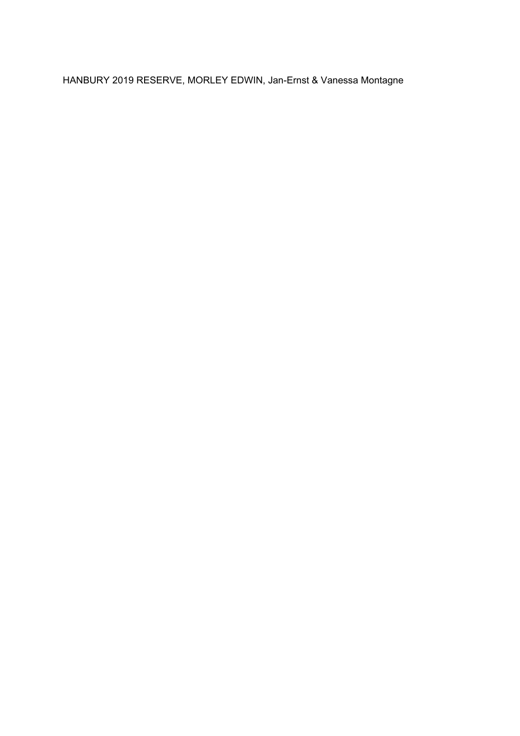HANBURY 2019 RESERVE, MORLEY EDWIN, Jan-Ernst & Vanessa Montagne